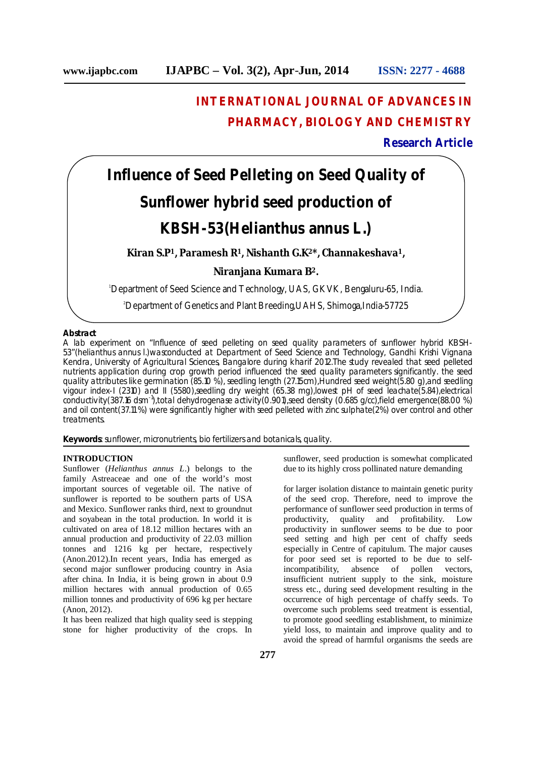# INTERNATIONAL JOURNAL OF ADVANCES IN PHARMACY, BIOLOGY AND CHEMISTRY

**Research Article**

# Influence of Seed Pelleting on Seed Quality of Sunflower hybrid seed production of KBSH-53(Helianthus annus L.)

**Kiran S.P[1], Paramesh R[1], Nishanth G.K[2]*, Channakeshava[1], Niranjana Kumara B[2].**

[1]Department of Seed Science and Technology, UAS, GKVK, Bengaluru-65, India.

[2]Department of Genetics and Plant Breeding,UAHS, Shimoga,India-57725

**Abstract**

A lab experiment on "Influence of seed pelleting on seed quality parameters of sunflower hybrid KBSH-53"(helianthus annus l.)wasconducted at Department of Seed Science and Technology, Gandhi Krishi Vignana Kendra, University of Agricultural Sciences, Bangalore during kharif 2012.The study revealed that seed pelleted nutrients application during crop growth period influenced the seed quality parameters significantly. the seed quality attributes like germination (85.10 %), seedling length (27.15cm),Hundred seed weight(5.80 g),and seedling vigour index-I (2310) and II (5580),seedling dry weight (65.38 mg),lowest pH of seed leachate(5.84),electrical conductivity(387.16 dsm$^{-1}$),total dehydrogenase activity(0.901),seed density (0.685 g/cc),field emergence(88.00 %) and oil content(37.11%) were significantly higher with seed pelleted with zinc sulphate(2%) over control and other treatments.

**Keywords**: sunflower, micronutrients, bio fertilizers and botanicals, quality.

## INTRODUCTION

Sunflower (*Helianthus annus L.*) belongs to the family Astreaceae and one of the world's most important sources of vegetable oil. The native of sunflower is reported to be southern parts of USA and Mexico. Sunflower ranks third, next to groundnut and soyabean in the total production. In world it is cultivated on area of 18.12 million hectares with an annual production and productivity of 22.03 million tonnes and 1216 kg per hectare, respectively (Anon.2012).In recent years, India has emerged as second major sunflower producing country in Asia after china. In India, it is being grown in about 0.9 million hectares with annual production of 0.65 million tonnes and productivity of 696 kg per hectare (Anon, 2012).

It has been realized that high quality seed is stepping stone for higher productivity of the crops. In sunflower, seed production is somewhat complicated due to its highly cross pollinated nature demanding

for larger isolation distance to maintain genetic purity of the seed crop. Therefore, need to improve the performance of sunflower seed production in terms of productivity, quality and profitability. Low productivity in sunflower seems to be due to poor seed setting and high per cent of chaffy seeds especially in Centre of capitulum. The major causes for poor seed set is reported to be due to self-incompatibility, absence of pollen vectors, insufficient nutrient supply to the sink, moisture stress etc., during seed development resulting in the occurrence of high percentage of chaffy seeds. To overcome such problems seed treatment is essential, to promote good seedling establishment, to minimize yield loss, to maintain and improve quality and to avoid the spread of harmful organisms the seeds are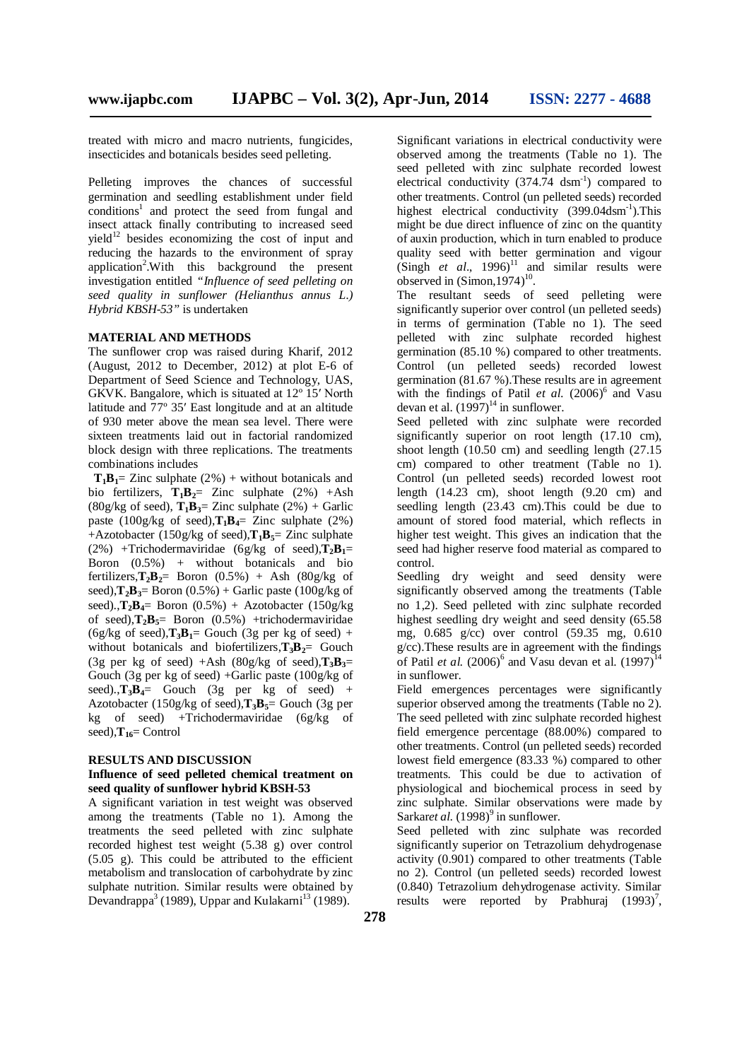treated with micro and macro nutrients, fungicides, insecticides and botanicals besides seed pelleting.

Pelleting improves the chances of successful germination and seedling establishment under field conditions[1] and protect the seed from fungal and insect attack finally contributing to increased seed yield[12] besides economizing the cost of input and reducing the hazards to the environment of spray application[2].With this background the present investigation entitled *"Influence of seed pelleting on seed quality in sunflower (Helianthus annus L.) Hybrid KBSH-53"* is undertaken

## MATERIAL AND METHODS

The sunflower crop was raised during Kharif, 2012 (August, 2012 to December, 2012) at plot E-6 of Department of Seed Science and Technology, UAS, GKVK. Bangalore, which is situated at 12º 15′ North latitude and 77º 35′ East longitude and at an altitude of 930 meter above the mean sea level. There were sixteen treatments laid out in factorial randomized block design with three replications. The treatments combinations includes

**$T_1B_1$**= Zinc sulphate (2%) + without botanicals and bio fertilizers, **$T_1B_2$**= Zinc sulphate (2%) +Ash (80g/kg of seed), **$T_1B_3$**= Zinc sulphate (2%) + Garlic paste (100g/kg of seed),**$T_1B_4$**= Zinc sulphate (2%) +Azotobacter (150g/kg of seed),**$T_1B_5$**= Zinc sulphate (2%) +Trichodermaviridae (6g/kg of seed),**$T_2B_1$**= Boron (0.5%) + without botanicals and bio fertilizers,**$T_2B_2$**= Boron (0.5%) + Ash (80g/kg of seed),**$T_2B_3$**= Boron (0.5%) + Garlic paste (100g/kg of seed).,**$T_2B_4$**= Boron (0.5%) + Azotobacter (150g/kg of seed),**$T_2B_5$**= Boron (0.5%) +trichodermaviridae (6g/kg of seed),**$T_3B_1$**= Gouch (3g per kg of seed) + without botanicals and biofertilizers,**$T_3B_2$**= Gouch (3g per kg of seed) +Ash (80g/kg of seed),**$T_3B_3$**= Gouch (3g per kg of seed) +Garlic paste (100g/kg of seed).,**$T_3B_4$**= Gouch (3g per kg of seed) + Azotobacter (150g/kg of seed),**$T_3B_5$**= Gouch (3g per kg of seed) +Trichodermaviridae (6g/kg of seed),**$T_{16}$**= Control

## RESULTS AND DISCUSSION

### Influence of seed pelleted chemical treatment on seed quality of sunflower hybrid KBSH-53

A significant variation in test weight was observed among the treatments (Table no 1). Among the treatments the seed pelleted with zinc sulphate recorded highest test weight (5.38 g) over control (5.05 g). This could be attributed to the efficient metabolism and translocation of carbohydrate by zinc sulphate nutrition. Similar results were obtained by Devandrappa[3] (1989), Uppar and Kulakarni[13] (1989).

Significant variations in electrical conductivity were observed among the treatments (Table no 1). The seed pelleted with zinc sulphate recorded lowest electrical conductivity (374.74 $dsm^{-1}$) compared to other treatments. Control (un pelleted seeds) recorded highest electrical conductivity (399.04$dsm^{-1}$).This might be due direct influence of zinc on the quantity of auxin production, which in turn enabled to produce quality seed with better germination and vigour (Singh *et al*., 1996)[11] and similar results were observed in (Simon,1974)[10].

The resultant seeds of seed pelleting were significantly superior over control (un pelleted seeds) in terms of germination (Table no 1). The seed pelleted with zinc sulphate recorded highest germination (85.10 %) compared to other treatments. Control (un pelleted seeds) recorded lowest germination (81.67 %).These results are in agreement with the findings of Patil *et al.* (2006)[6] and Vasu devan et al. (1997)[14] in sunflower.

Seed pelleted with zinc sulphate were recorded significantly superior on root length (17.10 cm), shoot length (10.50 cm) and seedling length (27.15 cm) compared to other treatment (Table no 1). Control (un pelleted seeds) recorded lowest root length (14.23 cm), shoot length (9.20 cm) and seedling length (23.43 cm).This could be due to amount of stored food material, which reflects in higher test weight. This gives an indication that the seed had higher reserve food material as compared to control.

Seedling dry weight and seed density were significantly observed among the treatments (Table no 1,2). Seed pelleted with zinc sulphate recorded highest seedling dry weight and seed density (65.58 mg, 0.685 g/cc) over control (59.35 mg, 0.610 g/cc).These results are in agreement with the findings of Patil *et al.* (2006)[6] and Vasu devan et al. (1997)[14] in sunflower.

Field emergences percentages were significantly superior observed among the treatments (Table no 2). The seed pelleted with zinc sulphate recorded highest field emergence percentage (88.00%) compared to other treatments. Control (un pelleted seeds) recorded lowest field emergence (83.33 %) compared to other treatments. This could be due to activation of physiological and biochemical process in seed by zinc sulphate. Similar observations were made by Sarkar*et al.* (1998)[9] in sunflower.

Seed pelleted with zinc sulphate was recorded significantly superior on Tetrazolium dehydrogenase activity (0.901) compared to other treatments (Table no 2). Control (un pelleted seeds) recorded lowest (0.840) Tetrazolium dehydrogenase activity. Similar results were reported by Prabhuraj (1993)[7],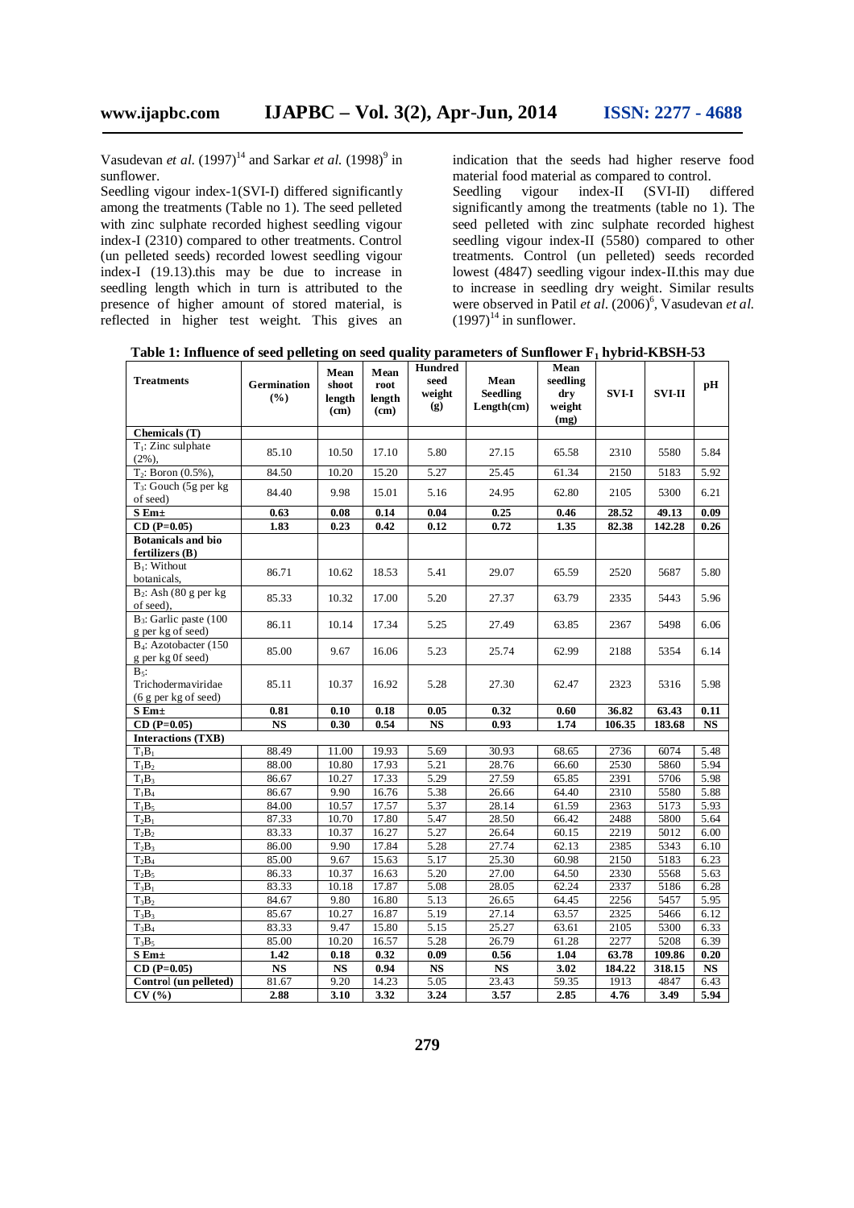Vasudevan *et al.* (1997)[14] and Sarkar *et al.* (1998)[9] in sunflower.

Seedling vigour index-1(SVI-I) differed significantly among the treatments (Table no 1). The seed pelleted with zinc sulphate recorded highest seedling vigour index-I (2310) compared to other treatments. Control (un pelleted seeds) recorded lowest seedling vigour index-I (19.13).this may be due to increase in seedling length which in turn is attributed to the presence of higher amount of stored material, is reflected in higher test weight. This gives an indication that the seeds had higher reserve food material food material as compared to control.

Seedling vigour index-II (SVI-II) differed significantly among the treatments (table no 1). The seed pelleted with zinc sulphate recorded highest seedling vigour index-II (5580) compared to other treatments. Control (un pelleted) seeds recorded lowest (4847) seedling vigour index-II.this may due to increase in seedling dry weight. Similar results were observed in Patil *et al.* (2006)[6], Vasudevan *et al.* (1997)[14] in sunflower.

**Table 1: Influence of seed pelleting on seed quality parameters of Sunflower $F_1$ hybrid-KBSH-53**

| Treatments | Germination (%) | Mean shoot length (cm) | Mean root length (cm) | Hundred seed weight (g) | Mean Seedling Length(cm) | Mean seedling dry weight (mg) | SVI-I | SVI-II | pH |
|---|---|---|---|---|---|---|---|---|---|
| **Chemicals (T)** | | | | | | | | | |
| $T_1$: Zinc sulphate (2%), | 85.10 | 10.50 | 17.10 | 5.80 | 27.15 | 65.58 | 2310 | 5580 | 5.84 |
| $T_2$: Boron (0.5%), | 84.50 | 10.20 | 15.20 | 5.27 | 25.45 | 61.34 | 2150 | 5183 | 5.92 |
| $T_3$: Gouch (5g per kg of seed) | 84.40 | 9.98 | 15.01 | 5.16 | 24.95 | 62.80 | 2105 | 5300 | 6.21 |
| **S Em±** | **0.63** | **0.08** | **0.14** | **0.04** | **0.25** | **0.46** | **28.52** | **49.13** | **0.09** |
| **CD (P=0.05)** | **1.83** | **0.23** | **0.42** | **0.12** | **0.72** | **1.35** | **82.38** | **142.28** | **0.26** |
| **Botanicals and bio fertilizers (B)** | | | | | | | | | |
| $B_1$: Without botanicals, | 86.71 | 10.62 | 18.53 | 5.41 | 29.07 | 65.59 | 2520 | 5687 | 5.80 |
| $B_2$: Ash (80 g per kg of seed), | 85.33 | 10.32 | 17.00 | 5.20 | 27.37 | 63.79 | 2335 | 5443 | 5.96 |
| $B_3$: Garlic paste (100 g per kg of seed) | 86.11 | 10.14 | 17.34 | 5.25 | 27.49 | 63.85 | 2367 | 5498 | 6.06 |
| $B_4$: Azotobacter (150 g per kg 0f seed) | 85.00 | 9.67 | 16.06 | 5.23 | 25.74 | 62.99 | 2188 | 5354 | 6.14 |
| $B_5$: Trichodermaviridae (6 g per kg of seed) | 85.11 | 10.37 | 16.92 | 5.28 | 27.30 | 62.47 | 2323 | 5316 | 5.98 |
| **S Em±** | **0.81** | **0.10** | **0.18** | **0.05** | **0.32** | **0.60** | **36.82** | **63.43** | **0.11** |
| **CD (P=0.05)** | **NS** | **0.30** | **0.54** | **NS** | **0.93** | **1.74** | **106.35** | **183.68** | **NS** |
| **Interactions (TXB)** | | | | | | | | | |
| $T_1B_1$ | 88.49 | 11.00 | 19.93 | 5.69 | 30.93 | 68.65 | 2736 | 6074 | 5.48 |
| $T_1B_2$ | 88.00 | 10.80 | 17.93 | 5.21 | 28.76 | 66.60 | 2530 | 5860 | 5.94 |
| $T_1B_3$ | 86.67 | 10.27 | 17.33 | 5.29 | 27.59 | 65.85 | 2391 | 5706 | 5.98 |
| $T_1B_4$ | 86.67 | 9.90 | 16.76 | 5.38 | 26.66 | 64.40 | 2310 | 5580 | 5.88 |
| $T_1B_5$ | 84.00 | 10.57 | 17.57 | 5.37 | 28.14 | 61.59 | 2363 | 5173 | 5.93 |
| $T_2B_1$ | 87.33 | 10.70 | 17.80 | 5.47 | 28.50 | 66.42 | 2488 | 5800 | 5.64 |
| $T_2B_2$ | 83.33 | 10.37 | 16.27 | 5.27 | 26.64 | 60.15 | 2219 | 5012 | 6.00 |
| $T_2B_3$ | 86.00 | 9.90 | 17.84 | 5.28 | 27.74 | 62.13 | 2385 | 5343 | 6.10 |
| $T_2B_4$ | 85.00 | 9.67 | 15.63 | 5.17 | 25.30 | 60.98 | 2150 | 5183 | 6.23 |
| $T_2B_5$ | 86.33 | 10.37 | 16.63 | 5.20 | 27.00 | 64.50 | 2330 | 5568 | 5.63 |
| $T_3B_1$ | 83.33 | 10.18 | 17.87 | 5.08 | 28.05 | 62.24 | 2337 | 5186 | 6.28 |
| $T_3B_2$ | 84.67 | 9.80 | 16.80 | 5.13 | 26.65 | 64.45 | 2256 | 5457 | 5.95 |
| $T_3B_3$ | 85.67 | 10.27 | 16.87 | 5.19 | 27.14 | 63.57 | 2325 | 5466 | 6.12 |
| $T_3B_4$ | 83.33 | 9.47 | 15.80 | 5.15 | 25.27 | 63.61 | 2105 | 5300 | 6.33 |
| $T_3B_5$ | 85.00 | 10.20 | 16.57 | 5.28 | 26.79 | 61.28 | 2277 | 5208 | 6.39 |
| **S Em±** | **1.42** | **0.18** | **0.32** | **0.09** | **0.56** | **1.04** | **63.78** | **109.86** | **0.20** |
| **CD (P=0.05)** | **NS** | **NS** | **0.94** | **NS** | **NS** | **3.02** | **184.22** | **318.15** | **NS** |
| **Control (un pelleted)** | 81.67 | 9.20 | 14.23 | 5.05 | 23.43 | 59.35 | 1913 | 4847 | 6.43 |
| **CV (%)** | **2.88** | **3.10** | **3.32** | **3.24** | **3.57** | **2.85** | **4.76** | **3.49** | **5.94** |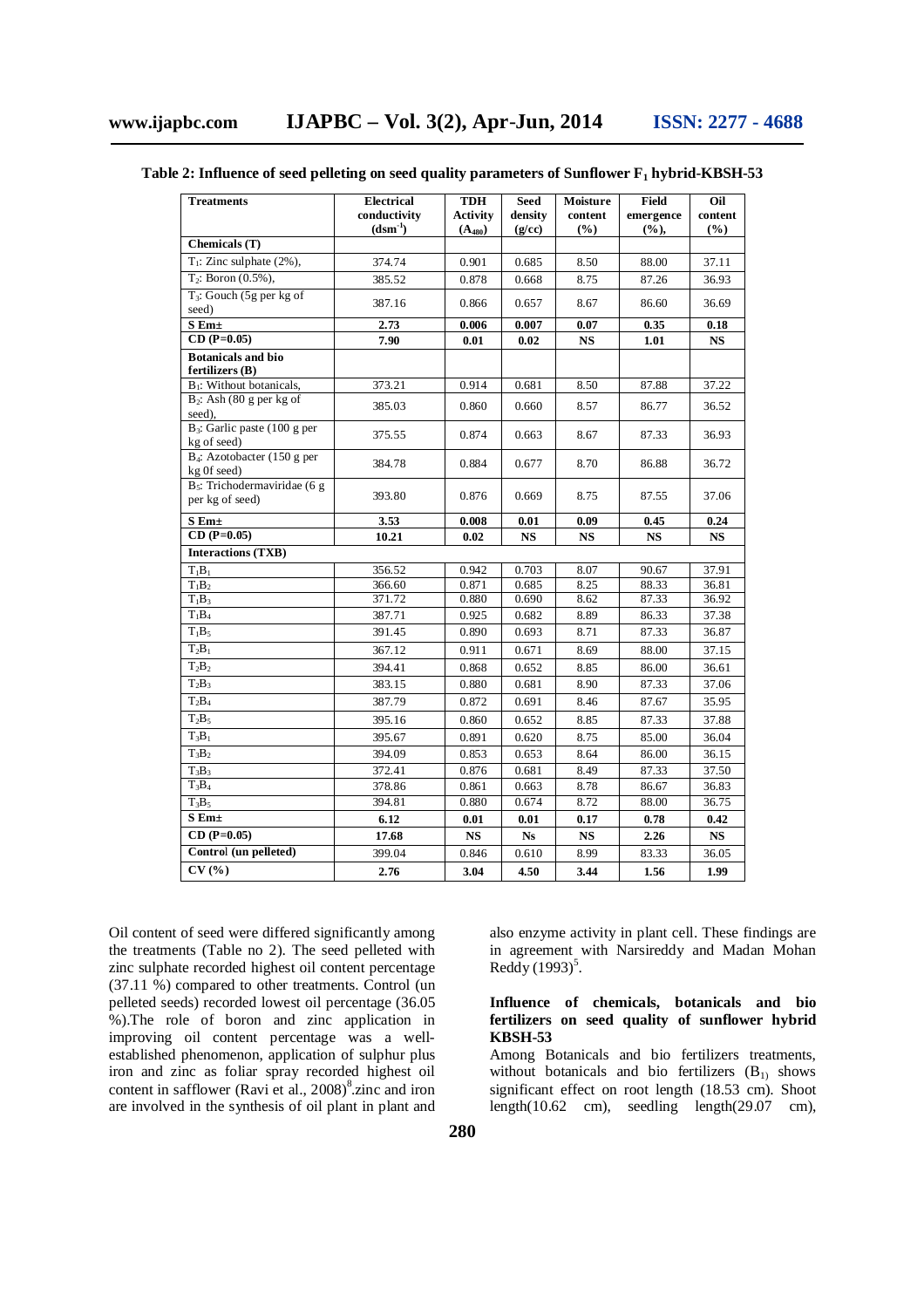**Table 2: Influence of seed pelleting on seed quality parameters of Sunflower $F_1$ hybrid-KBSH-53**

| Treatments | Electrical conductivity ($dsm^{-1}$) | TDH Activity ($A_{480}$) | Seed density (g/cc) | Moisture content (%) | Field emergence (%), | Oil content (%) |
|---|---|---|---|---|---|---|
| **Chemicals (T)** | | | | | | |
| $T_1$: Zinc sulphate (2%), | 374.74 | 0.901 | 0.685 | 8.50 | 88.00 | 37.11 |
| $T_2$: Boron (0.5%), | 385.52 | 0.878 | 0.668 | 8.75 | 87.26 | 36.93 |
| $T_3$: Gouch (5g per kg of seed) | 387.16 | 0.866 | 0.657 | 8.67 | 86.60 | 36.69 |
| **S Em±** | **2.73** | **0.006** | **0.007** | **0.07** | **0.35** | **0.18** |
| **CD (P=0.05)** | **7.90** | **0.01** | **0.02** | **NS** | **1.01** | **NS** |
| **Botanicals and bio fertilizers (B)** | | | | | | |
| $B_1$: Without botanicals, | 373.21 | 0.914 | 0.681 | 8.50 | 87.88 | 37.22 |
| $B_2$: Ash (80 g per kg of seed), | 385.03 | 0.860 | 0.660 | 8.57 | 86.77 | 36.52 |
| $B_3$: Garlic paste (100 g per kg of seed) | 375.55 | 0.874 | 0.663 | 8.67 | 87.33 | 36.93 |
| $B_4$: Azotobacter (150 g per kg 0f seed) | 384.78 | 0.884 | 0.677 | 8.70 | 86.88 | 36.72 |
| $B_5$: Trichodermaviridae (6 g per kg of seed) | 393.80 | 0.876 | 0.669 | 8.75 | 87.55 | 37.06 |
| **S Em±** | **3.53** | **0.008** | **0.01** | **0.09** | **0.45** | **0.24** |
| **CD (P=0.05)** | **10.21** | **0.02** | **NS** | **NS** | **NS** | **NS** |
| **Interactions (TXB)** | | | | | | |
| $T_1B_1$ | 356.52 | 0.942 | 0.703 | 8.07 | 90.67 | 37.91 |
| $T_1B_2$ | 366.60 | 0.871 | 0.685 | 8.25 | 88.33 | 36.81 |
| $T_1B_3$ | 371.72 | 0.880 | 0.690 | 8.62 | 87.33 | 36.92 |
| $T_1B_4$ | 387.71 | 0.925 | 0.682 | 8.89 | 86.33 | 37.38 |
| $T_1B_5$ | 391.45 | 0.890 | 0.693 | 8.71 | 87.33 | 36.87 |
| $T_2B_1$ | 367.12 | 0.911 | 0.671 | 8.69 | 88.00 | 37.15 |
| $T_2B_2$ | 394.41 | 0.868 | 0.652 | 8.85 | 86.00 | 36.61 |
| $T_2B_3$ | 383.15 | 0.880 | 0.681 | 8.90 | 87.33 | 37.06 |
| $T_2B_4$ | 387.79 | 0.872 | 0.691 | 8.46 | 87.67 | 35.95 |
| $T_2B_5$ | 395.16 | 0.860 | 0.652 | 8.85 | 87.33 | 37.88 |
| $T_3B_1$ | 395.67 | 0.891 | 0.620 | 8.75 | 85.00 | 36.04 |
| $T_3B_2$ | 394.09 | 0.853 | 0.653 | 8.64 | 86.00 | 36.15 |
| $T_3B_3$ | 372.41 | 0.876 | 0.681 | 8.49 | 87.33 | 37.50 |
| $T_3B_4$ | 378.86 | 0.861 | 0.663 | 8.78 | 86.67 | 36.83 |
| $T_3B_5$ | 394.81 | 0.880 | 0.674 | 8.72 | 88.00 | 36.75 |
| **S Em±** | **6.12** | **0.01** | **0.01** | **0.17** | **0.78** | **0.42** |
| **CD (P=0.05)** | **17.68** | **NS** | **Ns** | **NS** | **2.26** | **NS** |
| **Control (un pelleted)** | 399.04 | 0.846 | 0.610 | 8.99 | 83.33 | 36.05 |
| **CV (%)** | **2.76** | **3.04** | **4.50** | **3.44** | **1.56** | **1.99** |

Oil content of seed were differed significantly among the treatments (Table no 2). The seed pelleted with zinc sulphate recorded highest oil content percentage (37.11 %) compared to other treatments. Control (un pelleted seeds) recorded lowest oil percentage (36.05 %).The role of boron and zinc application in improving oil content percentage was a well-established phenomenon, application of sulphur plus iron and zinc as foliar spray recorded highest oil content in safflower (Ravi et al., 2008)[8].zinc and iron are involved in the synthesis of oil plant in plant and also enzyme activity in plant cell. These findings are in agreement with Narsireddy and Madan Mohan Reddy (1993)[5].

### Influence of chemicals, botanicals and bio fertilizers on seed quality of sunflower hybrid KBSH-53

Among Botanicals and bio fertilizers treatments, without botanicals and bio fertilizers ($B_1$) shows significant effect on root length (18.53 cm). Shoot length(10.62 cm), seedling length(29.07 cm),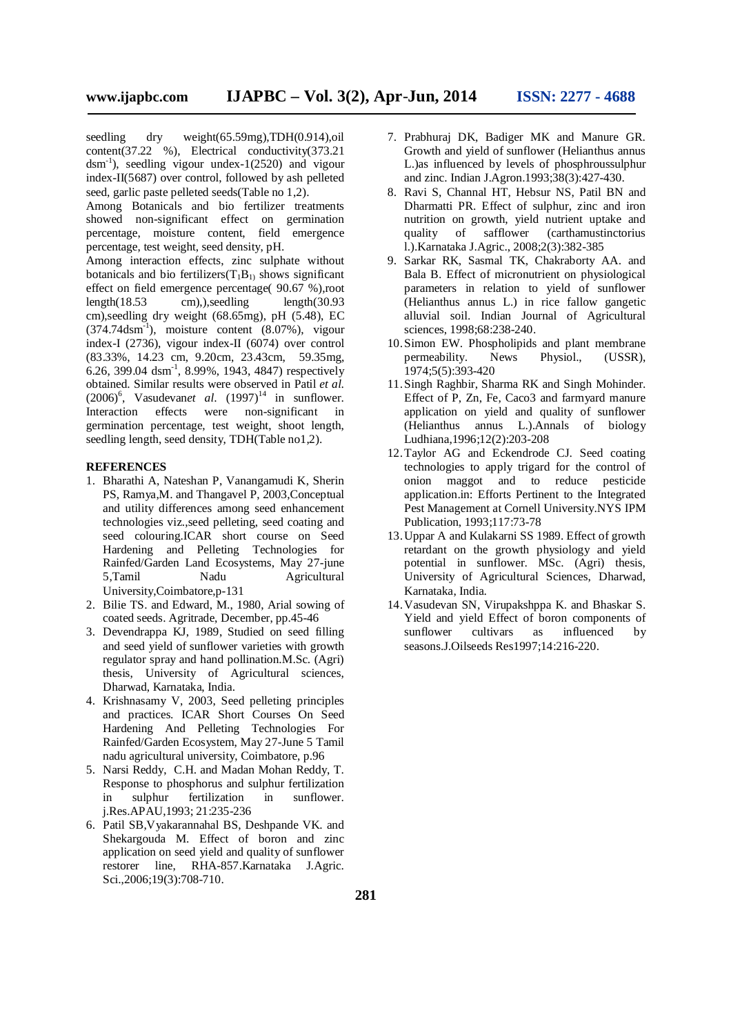seedling dry weight(65.59mg),TDH(0.914),oil content(37.22 %), Electrical conductivity(373.21 $dsm^{-1}$), seedling vigour undex-1(2520) and vigour index-II(5687) over control, followed by ash pelleted seed, garlic paste pelleted seeds(Table no 1,2).

Among Botanicals and bio fertilizer treatments showed non-significant effect on germination percentage, moisture content, field emergence percentage, test weight, seed density, pH.

Among interaction effects, zinc sulphate without botanicals and bio fertilizers($T_1B_1$) shows significant effect on field emergence percentage( 90.67 %),root length(18.53 cm),),seedling length(30.93 cm),seedling dry weight (68.65mg), pH (5.48), EC ($374.74 dsm^{-1}$), moisture content (8.07%), vigour index-I (2736), vigour index-II (6074) over control (83.33%, 14.23 cm, 9.20cm, 23.43cm, 59.35mg, 6.26, 399.04 $dsm^{-1}$, 8.99%, 1943, 4847) respectively obtained. Similar results were observed in Patil *et al.* (2006)[6], Vasudevan*et al.* (1997)[14] in sunflower. Interaction effects were non-significant in germination percentage, test weight, shoot length, seedling length, seed density, TDH(Table no1,2).

## REFERENCES

1. Bharathi A, Nateshan P, Vanangamudi K, Sherin PS, Ramya,M. and Thangavel P, 2003,Conceptual and utility differences among seed enhancement technologies viz.,seed pelleting, seed coating and seed colouring.ICAR short course on Seed Hardening and Pelleting Technologies for Rainfed/Garden Land Ecosystems, May 27-june 5,Tamil Nadu Agricultural University,Coimbatore,p-131
2. Bilie TS. and Edward, M., 1980, Arial sowing of coated seeds. Agritrade, December, pp.45-46
3. Devendrappa KJ, 1989, Studied on seed filling and seed yield of sunflower varieties with growth regulator spray and hand pollination.M.Sc. (Agri) thesis, University of Agricultural sciences, Dharwad, Karnataka, India.
4. Krishnasamy V, 2003, Seed pelleting principles and practices. ICAR Short Courses On Seed Hardening And Pelleting Technologies For Rainfed/Garden Ecosystem, May 27-June 5 Tamil nadu agricultural university, Coimbatore, p.96
5. Narsi Reddy, C.H. and Madan Mohan Reddy, T. Response to phosphorus and sulphur fertilization in sulphur fertilization in sunflower. j.Res.APAU,1993; 21:235-236
6. Patil SB,Vyakarannahal BS, Deshpande VK. and Shekargouda M. Effect of boron and zinc application on seed yield and quality of sunflower restorer line, RHA-857.Karnataka J.Agric. Sci.,2006;19(3):708-710.
7. Prabhuraj DK, Badiger MK and Manure GR. Growth and yield of sunflower (Helianthus annus L.)as influenced by levels of phosphroussulphur and zinc. Indian J.Agron.1993;38(3):427-430.
8. Ravi S, Channal HT, Hebsur NS, Patil BN and Dharmatti PR. Effect of sulphur, zinc and iron nutrition on growth, yield nutrient uptake and quality of safflower (carthamustinctorius l.).Karnataka J.Agric., 2008;2(3):382-385
9. Sarkar RK, Sasmal TK, Chakraborty AA. and Bala B. Effect of micronutrient on physiological parameters in relation to yield of sunflower (Helianthus annus L.) in rice fallow gangetic alluvial soil. Indian Journal of Agricultural sciences, 1998;68:238-240.
10. Simon EW. Phospholipids and plant membrane permeability. News Physiol., (USSR), 1974;5(5):393-420
11. Singh Raghbir, Sharma RK and Singh Mohinder. Effect of P, Zn, Fe, Caco3 and farmyard manure application on yield and quality of sunflower (Helianthus annus L.).Annals of biology Ludhiana,1996;12(2):203-208
12. Taylor AG and Eckendrode CJ. Seed coating technologies to apply trigard for the control of onion maggot and to reduce pesticide application.in: Efforts Pertinent to the Integrated Pest Management at Cornell University.NYS IPM Publication, 1993;117:73-78
13. Uppar A and Kulakarni SS 1989. Effect of growth retardant on the growth physiology and yield potential in sunflower. MSc. (Agri) thesis, University of Agricultural Sciences, Dharwad, Karnataka, India.
14. Vasudevan SN, Virupakshppa K. and Bhaskar S. Yield and yield Effect of boron components of sunflower cultivars as influenced by seasons.J.Oilseeds Res1997;14:216-220.